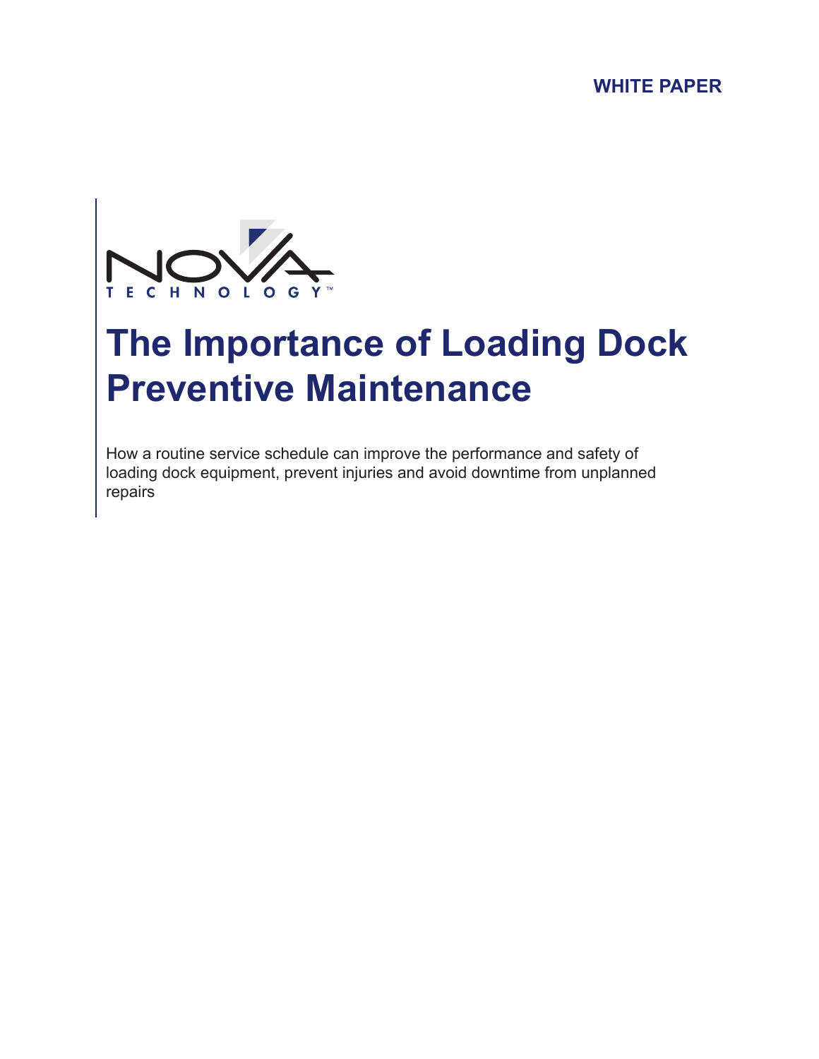WHITE PAPER

NOVA TECHNOLOGY™

# The Importance of Loading Dock Preventive Maintenance

How a routine service schedule can improve the performance and safety of loading dock equipment, prevent injuries and avoid downtime from unplanned repairs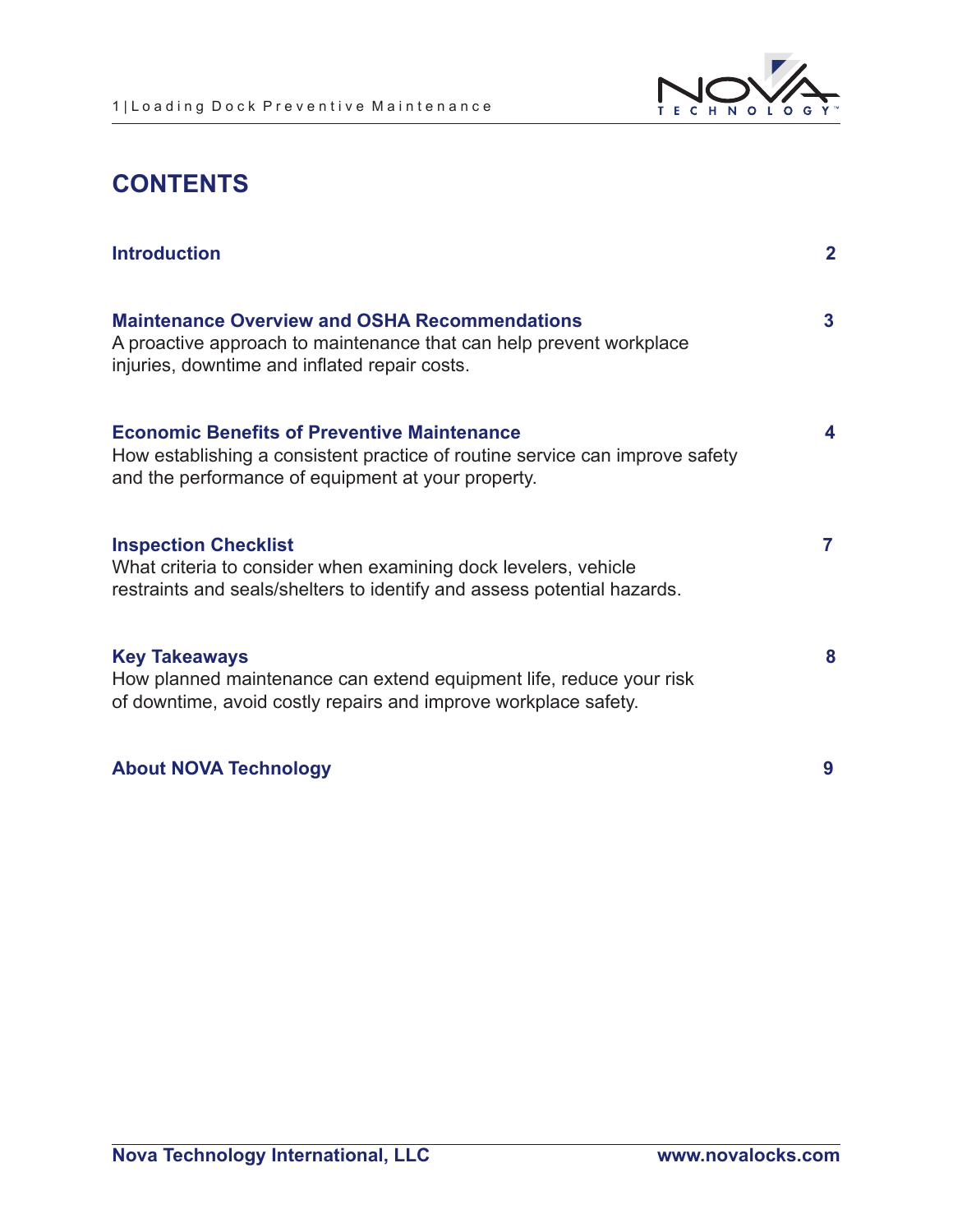# CONTENTS

**Introduction** **2**

**Maintenance Overview and OSHA Recommendations** **3**
A proactive approach to maintenance that can help prevent workplace injuries, downtime and inflated repair costs.

**Economic Benefits of Preventive Maintenance** **4**
How establishing a consistent practice of routine service can improve safety and the performance of equipment at your property.

**Inspection Checklist** **7**
What criteria to consider when examining dock levelers, vehicle restraints and seals/shelters to identify and assess potential hazards.

**Key Takeaways** **8**
How planned maintenance can extend equipment life, reduce your risk of downtime, avoid costly repairs and improve workplace safety.

**About NOVA Technology** **9**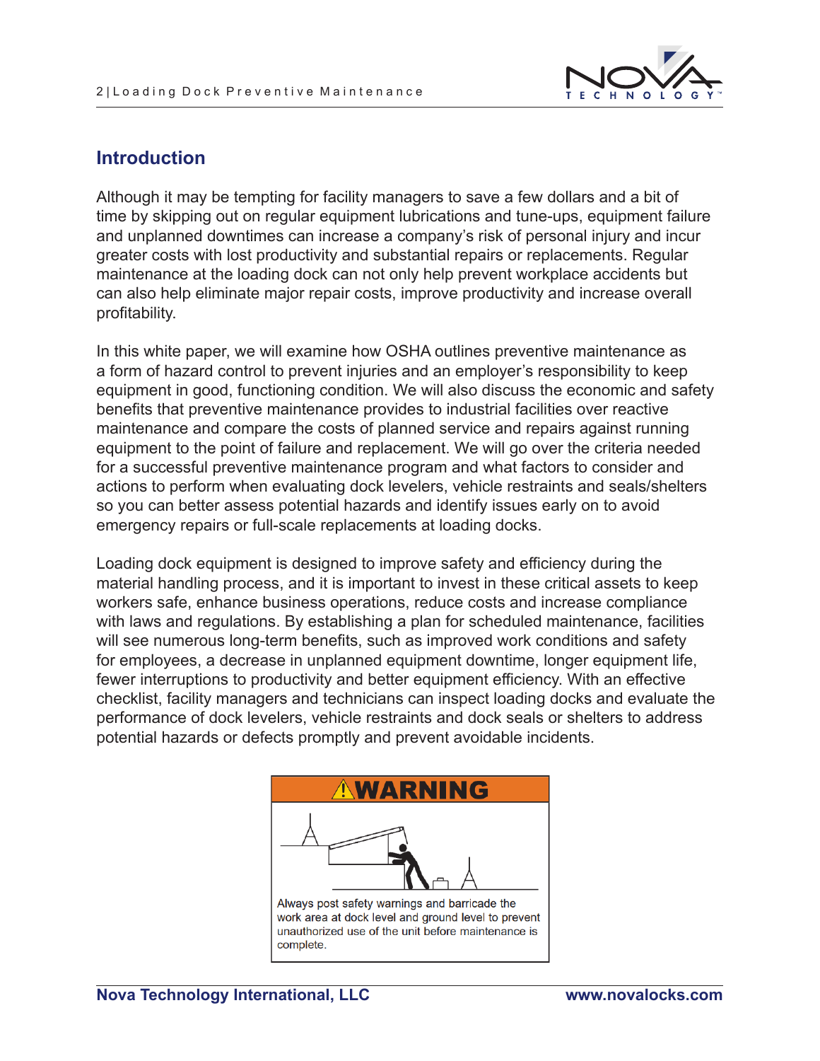## Introduction

Although it may be tempting for facility managers to save a few dollars and a bit of time by skipping out on regular equipment lubrications and tune-ups, equipment failure and unplanned downtimes can increase a company's risk of personal injury and incur greater costs with lost productivity and substantial repairs or replacements. Regular maintenance at the loading dock can not only help prevent workplace accidents but can also help eliminate major repair costs, improve productivity and increase overall profitability.

In this white paper, we will examine how OSHA outlines preventive maintenance as a form of hazard control to prevent injuries and an employer's responsibility to keep equipment in good, functioning condition. We will also discuss the economic and safety benefits that preventive maintenance provides to industrial facilities over reactive maintenance and compare the costs of planned service and repairs against running equipment to the point of failure and replacement. We will go over the criteria needed for a successful preventive maintenance program and what factors to consider and actions to perform when evaluating dock levelers, vehicle restraints and seals/shelters so you can better assess potential hazards and identify issues early on to avoid emergency repairs or full-scale replacements at loading docks.

Loading dock equipment is designed to improve safety and efficiency during the material handling process, and it is important to invest in these critical assets to keep workers safe, enhance business operations, reduce costs and increase compliance with laws and regulations. By establishing a plan for scheduled maintenance, facilities will see numerous long-term benefits, such as improved work conditions and safety for employees, a decrease in unplanned equipment downtime, longer equipment life, fewer interruptions to productivity and better equipment efficiency. With an effective checklist, facility managers and technicians can inspect loading docks and evaluate the performance of dock levelers, vehicle restraints and dock seals or shelters to address potential hazards or defects promptly and prevent avoidable incidents.

**⚠WARNING**

Always post safety warnings and barricade the work area at dock level and ground level to prevent unauthorized use of the unit before maintenance is complete.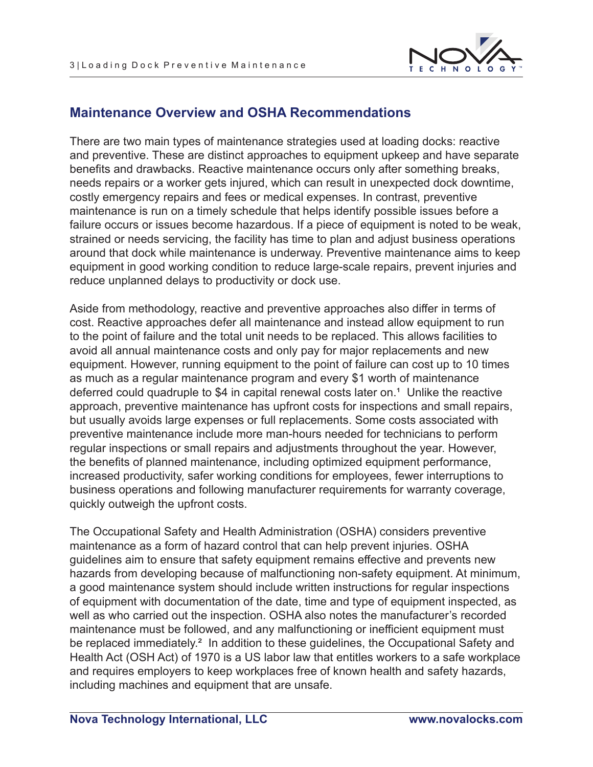## Maintenance Overview and OSHA Recommendations

There are two main types of maintenance strategies used at loading docks: reactive and preventive. These are distinct approaches to equipment upkeep and have separate benefits and drawbacks. Reactive maintenance occurs only after something breaks, needs repairs or a worker gets injured, which can result in unexpected dock downtime, costly emergency repairs and fees or medical expenses. In contrast, preventive maintenance is run on a timely schedule that helps identify possible issues before a failure occurs or issues become hazardous. If a piece of equipment is noted to be weak, strained or needs servicing, the facility has time to plan and adjust business operations around that dock while maintenance is underway. Preventive maintenance aims to keep equipment in good working condition to reduce large-scale repairs, prevent injuries and reduce unplanned delays to productivity or dock use.

Aside from methodology, reactive and preventive approaches also differ in terms of cost. Reactive approaches defer all maintenance and instead allow equipment to run to the point of failure and the total unit needs to be replaced. This allows facilities to avoid all annual maintenance costs and only pay for major replacements and new equipment. However, running equipment to the point of failure can cost up to 10 times as much as a regular maintenance program and every $1 worth of maintenance deferred could quadruple to $4 in capital renewal costs later on.[1] Unlike the reactive approach, preventive maintenance has upfront costs for inspections and small repairs, but usually avoids large expenses or full replacements. Some costs associated with preventive maintenance include more man-hours needed for technicians to perform regular inspections or small repairs and adjustments throughout the year. However, the benefits of planned maintenance, including optimized equipment performance, increased productivity, safer working conditions for employees, fewer interruptions to business operations and following manufacturer requirements for warranty coverage, quickly outweigh the upfront costs.

The Occupational Safety and Health Administration (OSHA) considers preventive maintenance as a form of hazard control that can help prevent injuries. OSHA guidelines aim to ensure that safety equipment remains effective and prevents new hazards from developing because of malfunctioning non-safety equipment. At minimum, a good maintenance system should include written instructions for regular inspections of equipment with documentation of the date, time and type of equipment inspected, as well as who carried out the inspection. OSHA also notes the manufacturer's recorded maintenance must be followed, and any malfunctioning or inefficient equipment must be replaced immediately.[2] In addition to these guidelines, the Occupational Safety and Health Act (OSH Act) of 1970 is a US labor law that entitles workers to a safe workplace and requires employers to keep workplaces free of known health and safety hazards, including machines and equipment that are unsafe.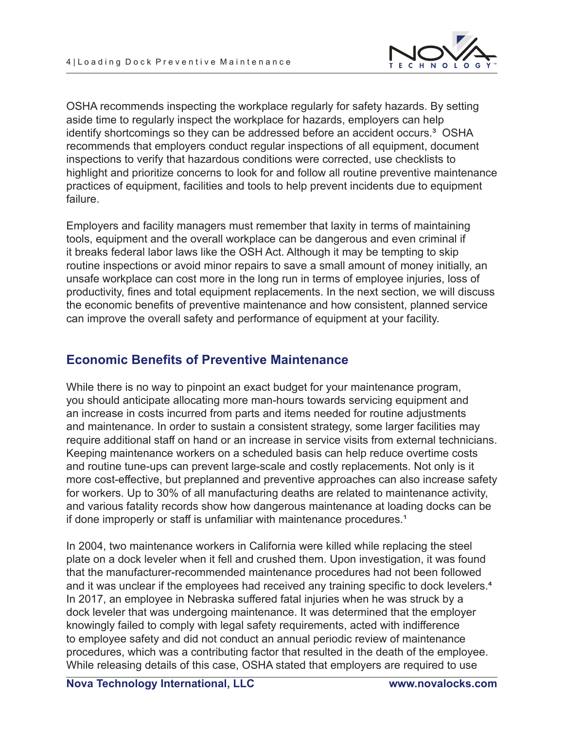OSHA recommends inspecting the workplace regularly for safety hazards. By setting aside time to regularly inspect the workplace for hazards, employers can help identify shortcomings so they can be addressed before an accident occurs.[3] OSHA recommends that employers conduct regular inspections of all equipment, document inspections to verify that hazardous conditions were corrected, use checklists to highlight and prioritize concerns to look for and follow all routine preventive maintenance practices of equipment, facilities and tools to help prevent incidents due to equipment failure.

Employers and facility managers must remember that laxity in terms of maintaining tools, equipment and the overall workplace can be dangerous and even criminal if it breaks federal labor laws like the OSH Act. Although it may be tempting to skip routine inspections or avoid minor repairs to save a small amount of money initially, an unsafe workplace can cost more in the long run in terms of employee injuries, loss of productivity, fines and total equipment replacements. In the next section, we will discuss the economic benefits of preventive maintenance and how consistent, planned service can improve the overall safety and performance of equipment at your facility.

## Economic Benefits of Preventive Maintenance

While there is no way to pinpoint an exact budget for your maintenance program, you should anticipate allocating more man-hours towards servicing equipment and an increase in costs incurred from parts and items needed for routine adjustments and maintenance. In order to sustain a consistent strategy, some larger facilities may require additional staff on hand or an increase in service visits from external technicians. Keeping maintenance workers on a scheduled basis can help reduce overtime costs and routine tune-ups can prevent large-scale and costly replacements. Not only is it more cost-effective, but preplanned and preventive approaches can also increase safety for workers. Up to 30% of all manufacturing deaths are related to maintenance activity, and various fatality records show how dangerous maintenance at loading docks can be if done improperly or staff is unfamiliar with maintenance procedures.[1]

In 2004, two maintenance workers in California were killed while replacing the steel plate on a dock leveler when it fell and crushed them. Upon investigation, it was found that the manufacturer-recommended maintenance procedures had not been followed and it was unclear if the employees had received any training specific to dock levelers.[4] In 2017, an employee in Nebraska suffered fatal injuries when he was struck by a dock leveler that was undergoing maintenance. It was determined that the employer knowingly failed to comply with legal safety requirements, acted with indifference to employee safety and did not conduct an annual periodic review of maintenance procedures, which was a contributing factor that resulted in the death of the employee. While releasing details of this case, OSHA stated that employers are required to use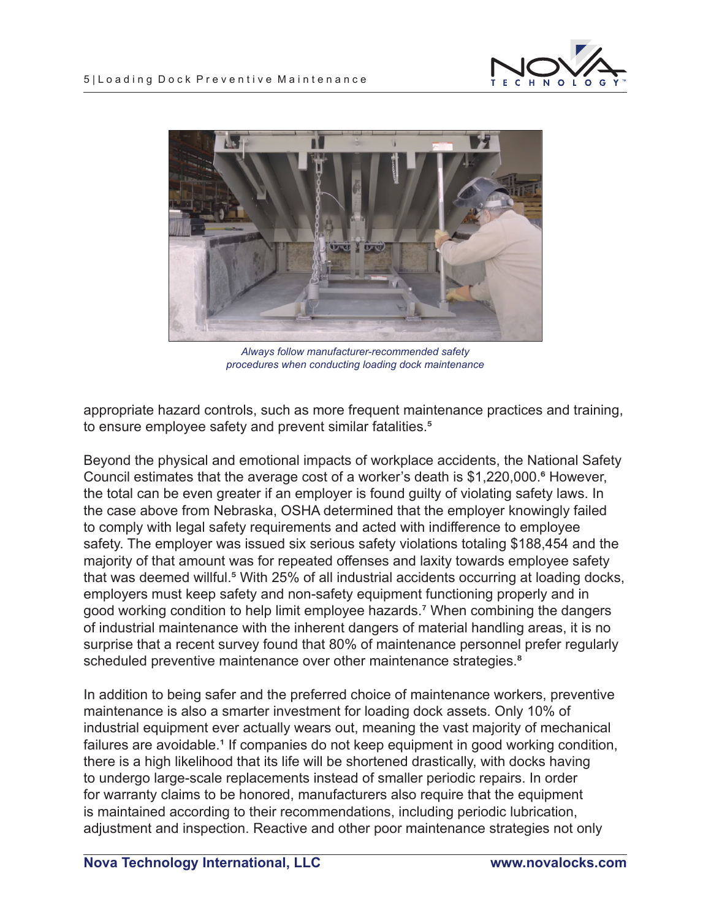*Always follow manufacturer-recommended safety procedures when conducting loading dock maintenance*

appropriate hazard controls, such as more frequent maintenance practices and training, to ensure employee safety and prevent similar fatalities.[5]

Beyond the physical and emotional impacts of workplace accidents, the National Safety Council estimates that the average cost of a worker's death is $1,220,000.[6] However, the total can be even greater if an employer is found guilty of violating safety laws. In the case above from Nebraska, OSHA determined that the employer knowingly failed to comply with legal safety requirements and acted with indifference to employee safety. The employer was issued six serious safety violations totaling $188,454 and the majority of that amount was for repeated offenses and laxity towards employee safety that was deemed willful.[5] With 25% of all industrial accidents occurring at loading docks, employers must keep safety and non-safety equipment functioning properly and in good working condition to help limit employee hazards.[7] When combining the dangers of industrial maintenance with the inherent dangers of material handling areas, it is no surprise that a recent survey found that 80% of maintenance personnel prefer regularly scheduled preventive maintenance over other maintenance strategies.[8]

In addition to being safer and the preferred choice of maintenance workers, preventive maintenance is also a smarter investment for loading dock assets. Only 10% of industrial equipment ever actually wears out, meaning the vast majority of mechanical failures are avoidable.[1] If companies do not keep equipment in good working condition, there is a high likelihood that its life will be shortened drastically, with docks having to undergo large-scale replacements instead of smaller periodic repairs. In order for warranty claims to be honored, manufacturers also require that the equipment is maintained according to their recommendations, including periodic lubrication, adjustment and inspection. Reactive and other poor maintenance strategies not only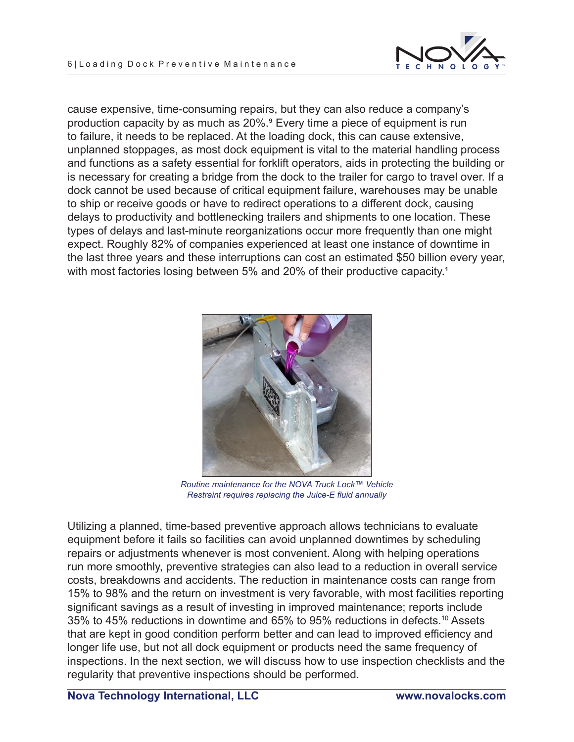cause expensive, time-consuming repairs, but they can also reduce a company's production capacity by as much as 20%.[9] Every time a piece of equipment is run to failure, it needs to be replaced. At the loading dock, this can cause extensive, unplanned stoppages, as most dock equipment is vital to the material handling process and functions as a safety essential for forklift operators, aids in protecting the building or is necessary for creating a bridge from the dock to the trailer for cargo to travel over. If a dock cannot be used because of critical equipment failure, warehouses may be unable to ship or receive goods or have to redirect operations to a different dock, causing delays to productivity and bottlenecking trailers and shipments to one location. These types of delays and last-minute reorganizations occur more frequently than one might expect. Roughly 82% of companies experienced at least one instance of downtime in the last three years and these interruptions can cost an estimated $50 billion every year, with most factories losing between 5% and 20% of their productive capacity.[1]

*Routine maintenance for the NOVA Truck Lock™ Vehicle Restraint requires replacing the Juice-E fluid annually*

Utilizing a planned, time-based preventive approach allows technicians to evaluate equipment before it fails so facilities can avoid unplanned downtimes by scheduling repairs or adjustments whenever is most convenient. Along with helping operations run more smoothly, preventive strategies can also lead to a reduction in overall service costs, breakdowns and accidents. The reduction in maintenance costs can range from 15% to 98% and the return on investment is very favorable, with most facilities reporting significant savings as a result of investing in improved maintenance; reports include 35% to 45% reductions in downtime and 65% to 95% reductions in defects.[10] Assets that are kept in good condition perform better and can lead to improved efficiency and longer life use, but not all dock equipment or products need the same frequency of inspections. In the next section, we will discuss how to use inspection checklists and the regularity that preventive inspections should be performed.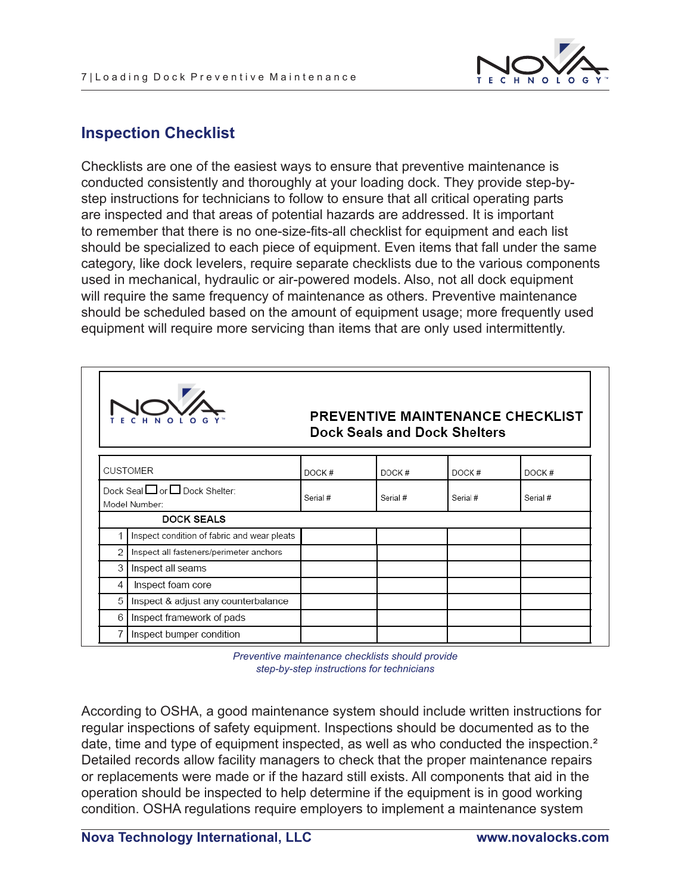## Inspection Checklist

Checklists are one of the easiest ways to ensure that preventive maintenance is conducted consistently and thoroughly at your loading dock. They provide step-by-step instructions for technicians to follow to ensure that all critical operating parts are inspected and that areas of potential hazards are addressed. It is important to remember that there is no one-size-fits-all checklist for equipment and each list should be specialized to each piece of equipment. Even items that fall under the same category, like dock levelers, require separate checklists due to the various components used in mechanical, hydraulic or air-powered models. Also, not all dock equipment will require the same frequency of maintenance as others. Preventive maintenance should be scheduled based on the amount of equipment usage; more frequently used equipment will require more servicing than items that are only used intermittently.

**PREVENTIVE MAINTENANCE CHECKLIST**
**Dock Seals and Dock Shelters**

| | CUSTOMER | DOCK # | DOCK # | DOCK # | DOCK # |
|---|---|---|---|---|---|
| | Dock Seal ☐ or ☐ Dock Shelter: Model Number: | Serial # | Serial # | Serial # | Serial # |
| | **DOCK SEALS** | | | | |
| 1 | Inspect condition of fabric and wear pleats | | | | |
| 2 | Inspect all fasteners/perimeter anchors | | | | |
| 3 | Inspect all seams | | | | |
| 4 | Inspect foam core | | | | |
| 5 | Inspect & adjust any counterbalance | | | | |
| 6 | Inspect framework of pads | | | | |
| 7 | Inspect bumper condition | | | | |

*Preventive maintenance checklists should provide step-by-step instructions for technicians*

According to OSHA, a good maintenance system should include written instructions for regular inspections of safety equipment. Inspections should be documented as to the date, time and type of equipment inspected, as well as who conducted the inspection.[2] Detailed records allow facility managers to check that the proper maintenance repairs or replacements were made or if the hazard still exists. All components that aid in the operation should be inspected to help determine if the equipment is in good working condition. OSHA regulations require employers to implement a maintenance system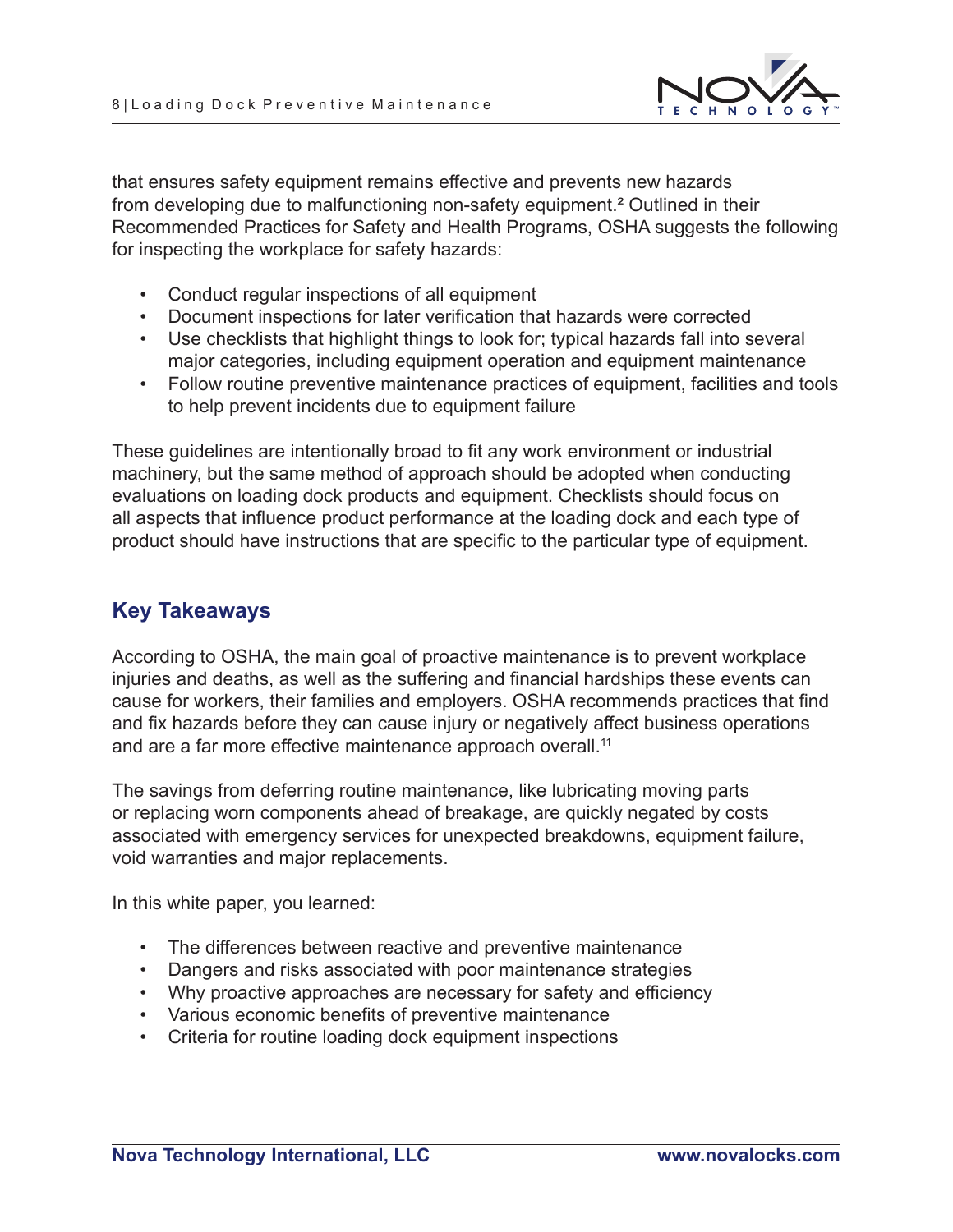that ensures safety equipment remains effective and prevents new hazards from developing due to malfunctioning non-safety equipment.[2] Outlined in their Recommended Practices for Safety and Health Programs, OSHA suggests the following for inspecting the workplace for safety hazards:

- Conduct regular inspections of all equipment
- Document inspections for later verification that hazards were corrected
- Use checklists that highlight things to look for; typical hazards fall into several major categories, including equipment operation and equipment maintenance
- Follow routine preventive maintenance practices of equipment, facilities and tools to help prevent incidents due to equipment failure

These guidelines are intentionally broad to fit any work environment or industrial machinery, but the same method of approach should be adopted when conducting evaluations on loading dock products and equipment. Checklists should focus on all aspects that influence product performance at the loading dock and each type of product should have instructions that are specific to the particular type of equipment.

## Key Takeaways

According to OSHA, the main goal of proactive maintenance is to prevent workplace injuries and deaths, as well as the suffering and financial hardships these events can cause for workers, their families and employers. OSHA recommends practices that find and fix hazards before they can cause injury or negatively affect business operations and are a far more effective maintenance approach overall.[11]

The savings from deferring routine maintenance, like lubricating moving parts or replacing worn components ahead of breakage, are quickly negated by costs associated with emergency services for unexpected breakdowns, equipment failure, void warranties and major replacements.

In this white paper, you learned:

- The differences between reactive and preventive maintenance
- Dangers and risks associated with poor maintenance strategies
- Why proactive approaches are necessary for safety and efficiency
- Various economic benefits of preventive maintenance
- Criteria for routine loading dock equipment inspections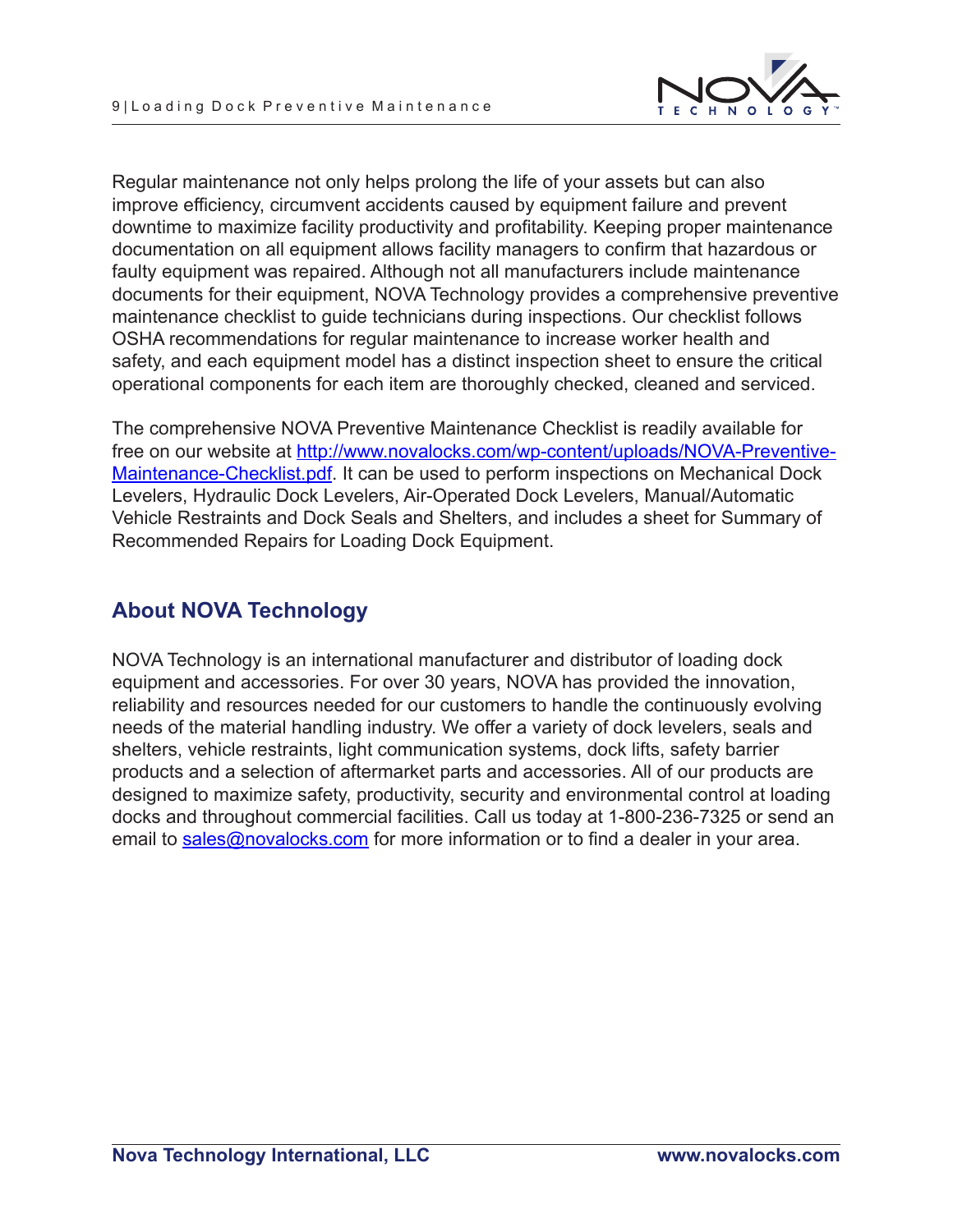Regular maintenance not only helps prolong the life of your assets but can also improve efficiency, circumvent accidents caused by equipment failure and prevent downtime to maximize facility productivity and profitability. Keeping proper maintenance documentation on all equipment allows facility managers to confirm that hazardous or faulty equipment was repaired. Although not all manufacturers include maintenance documents for their equipment, NOVA Technology provides a comprehensive preventive maintenance checklist to guide technicians during inspections. Our checklist follows OSHA recommendations for regular maintenance to increase worker health and safety, and each equipment model has a distinct inspection sheet to ensure the critical operational components for each item are thoroughly checked, cleaned and serviced.

The comprehensive NOVA Preventive Maintenance Checklist is readily available for free on our website at [http://www.novalocks.com/wp-content/uploads/NOVA-Preventive-Maintenance-Checklist.pdf](http://www.novalocks.com/wp-content/uploads/NOVA-Preventive-Maintenance-Checklist.pdf). It can be used to perform inspections on Mechanical Dock Levelers, Hydraulic Dock Levelers, Air-Operated Dock Levelers, Manual/Automatic Vehicle Restraints and Dock Seals and Shelters, and includes a sheet for Summary of Recommended Repairs for Loading Dock Equipment.

## About NOVA Technology

NOVA Technology is an international manufacturer and distributor of loading dock equipment and accessories. For over 30 years, NOVA has provided the innovation, reliability and resources needed for our customers to handle the continuously evolving needs of the material handling industry. We offer a variety of dock levelers, seals and shelters, vehicle restraints, light communication systems, dock lifts, safety barrier products and a selection of aftermarket parts and accessories. All of our products are designed to maximize safety, productivity, security and environmental control at loading docks and throughout commercial facilities. Call us today at 1-800-236-7325 or send an email to [sales@novalocks.com](mailto:sales@novalocks.com) for more information or to find a dealer in your area.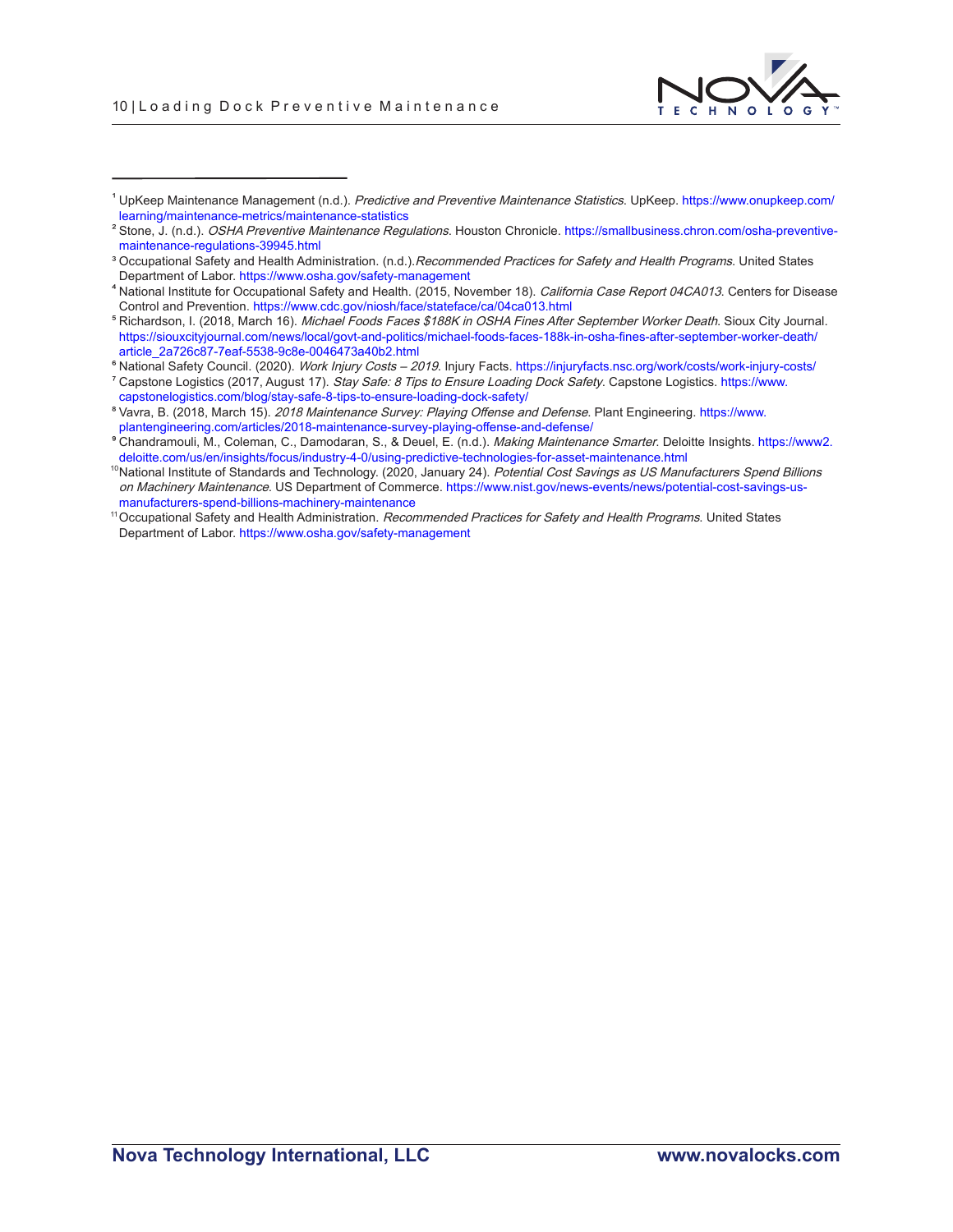[1] UpKeep Maintenance Management (n.d.). *Predictive and Preventive Maintenance Statistics*. UpKeep. https://www.onupkeep.com/learning/maintenance-metrics/maintenance-statistics

[2] Stone, J. (n.d.). *OSHA Preventive Maintenance Regulations*. Houston Chronicle. https://smallbusiness.chron.com/osha-preventive-maintenance-regulations-39945.html

[3] Occupational Safety and Health Administration. (n.d.).*Recommended Practices for Safety and Health Programs*. United States Department of Labor. https://www.osha.gov/safety-management

[4] National Institute for Occupational Safety and Health. (2015, November 18). *California Case Report 04CA013*. Centers for Disease Control and Prevention. https://www.cdc.gov/niosh/face/stateface/ca/04ca013.html

[5] Richardson, I. (2018, March 16). *Michael Foods Faces $188K in OSHA Fines After September Worker Death*. Sioux City Journal. https://siouxcityjournal.com/news/local/govt-and-politics/michael-foods-faces-188k-in-osha-fines-after-september-worker-death/article_2a726c87-7eaf-5538-9c8e-0046473a40b2.html

[6] National Safety Council. (2020). *Work Injury Costs – 2019*. Injury Facts. https://injuryfacts.nsc.org/work/costs/work-injury-costs/

[7] Capstone Logistics (2017, August 17). *Stay Safe: 8 Tips to Ensure Loading Dock Safety*. Capstone Logistics. https://www.capstonelogistics.com/blog/stay-safe-8-tips-to-ensure-loading-dock-safety/

[8] Vavra, B. (2018, March 15). *2018 Maintenance Survey: Playing Offense and Defense*. Plant Engineering. https://www.plantengineering.com/articles/2018-maintenance-survey-playing-offense-and-defense/

[9] Chandramouli, M., Coleman, C., Damodaran, S., & Deuel, E. (n.d.). *Making Maintenance Smarter*. Deloitte Insights. https://www2.deloitte.com/us/en/insights/focus/industry-4-0/using-predictive-technologies-for-asset-maintenance.html

[10] National Institute of Standards and Technology. (2020, January 24). *Potential Cost Savings as US Manufacturers Spend Billions on Machinery Maintenance*. US Department of Commerce. https://www.nist.gov/news-events/news/potential-cost-savings-us-manufacturers-spend-billions-machinery-maintenance

[11] Occupational Safety and Health Administration. *Recommended Practices for Safety and Health Programs*. United States Department of Labor. https://www.osha.gov/safety-management